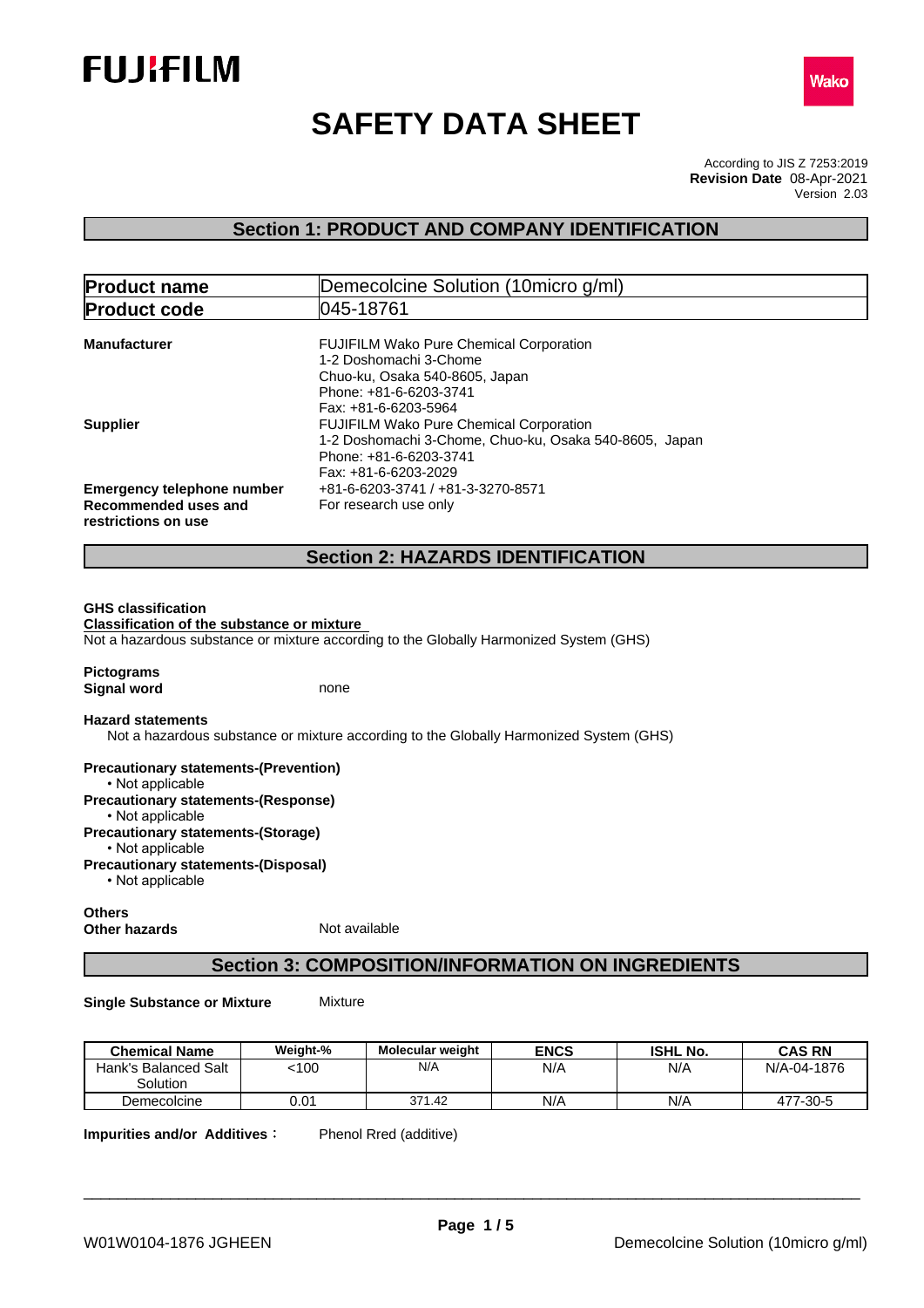FUJIFILM

Wako

# SAFETY DATA SHEET

According to JIS Z 7253:2019
**Revision Date** 08-Apr-2021
Version 2.03

## Section 1: PRODUCT AND COMPANY IDENTIFICATION

| **Product name** | Demecolcine Solution (10micro g/ml) |
|---|---|
| **Product code** | 045-18761 |

**Manufacturer**
FUJIFILM Wako Pure Chemical Corporation
1-2 Doshomachi 3-Chome
Chuo-ku, Osaka 540-8605, Japan
Phone: +81-6-6203-3741
Fax: +81-6-6203-5964

**Supplier**
FUJIFILM Wako Pure Chemical Corporation
1-2 Doshomachi 3-Chome, Chuo-ku, Osaka 540-8605, Japan
Phone: +81-6-6203-3741
Fax: +81-6-6203-2029

**Emergency telephone number** +81-6-6203-3741 / +81-3-3270-8571

**Recommended uses and restrictions on use** For research use only

## Section 2: HAZARDS IDENTIFICATION

**GHS classification**

**Classification of the substance or mixture**

Not a hazardous substance or mixture according to the Globally Harmonized System (GHS)

**Pictograms**

**Signal word** none

**Hazard statements**

Not a hazardous substance or mixture according to the Globally Harmonized System (GHS)

**Precautionary statements-(Prevention)**
- Not applicable

**Precautionary statements-(Response)**
- Not applicable

**Precautionary statements-(Storage)**
- Not applicable

**Precautionary statements-(Disposal)**
- Not applicable

**Others**

**Other hazards** Not available

## Section 3: COMPOSITION/INFORMATION ON INGREDIENTS

**Single Substance or Mixture** Mixture

| Chemical Name | Weight-% | Molecular weight | ENCS | ISHL No. | CAS RN |
|---|---|---|---|---|---|
| Hank's Balanced Salt Solution | <100 | N/A | N/A | N/A | N/A-04-1876 |
| Demecolcine | 0.01 | 371.42 | N/A | N/A | 477-30-5 |

**Impurities and/or Additives**： Phenol Rred (additive)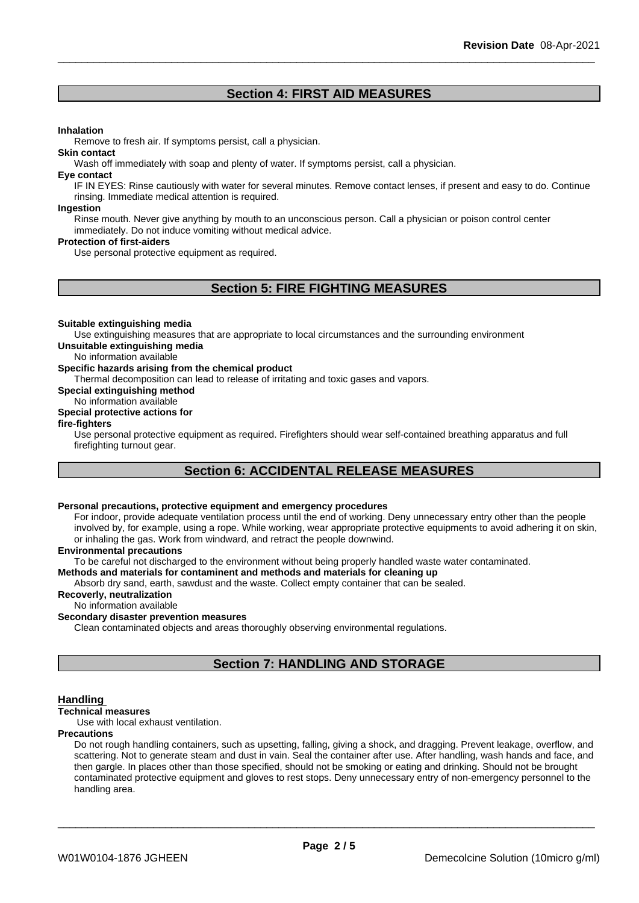## Section 4: FIRST AID MEASURES

**Inhalation**

Remove to fresh air. If symptoms persist, call a physician.

**Skin contact**

Wash off immediately with soap and plenty of water. If symptoms persist, call a physician.

**Eye contact**

IF IN EYES: Rinse cautiously with water for several minutes. Remove contact lenses, if present and easy to do. Continue rinsing. Immediate medical attention is required.

**Ingestion**

Rinse mouth. Never give anything by mouth to an unconscious person. Call a physician or poison control center immediately. Do not induce vomiting without medical advice.

**Protection of first-aiders**

Use personal protective equipment as required.

## Section 5: FIRE FIGHTING MEASURES

**Suitable extinguishing media**

Use extinguishing measures that are appropriate to local circumstances and the surrounding environment

**Unsuitable extinguishing media**

No information available

**Specific hazards arising from the chemical product**

Thermal decomposition can lead to release of irritating and toxic gases and vapors.

**Special extinguishing method**

No information available

**Special protective actions for fire-fighters**

Use personal protective equipment as required. Firefighters should wear self-contained breathing apparatus and full firefighting turnout gear.

## Section 6: ACCIDENTAL RELEASE MEASURES

**Personal precautions, protective equipment and emergency procedures**

For indoor, provide adequate ventilation process until the end of working. Deny unnecessary entry other than the people involved by, for example, using a rope. While working, wear appropriate protective equipments to avoid adhering it on skin, or inhaling the gas. Work from windward, and retract the people downwind.

**Environmental precautions**

To be careful not discharged to the environment without being properly handled waste water contaminated.

**Methods and materials for contaminent and methods and materials for cleaning up**

Absorb dry sand, earth, sawdust and the waste. Collect empty container that can be sealed.

**Recoverly, neutralization**

No information available

**Secondary disaster prevention measures**

Clean contaminated objects and areas thoroughly observing environmental regulations.

## Section 7: HANDLING AND STORAGE

### Handling

**Technical measures**

Use with local exhaust ventilation.

**Precautions**

Do not rough handling containers, such as upsetting, falling, giving a shock, and dragging. Prevent leakage, overflow, and scattering. Not to generate steam and dust in vain. Seal the container after use. After handling, wash hands and face, and then gargle. In places other than those specified, should not be smoking or eating and drinking. Should not be brought contaminated protective equipment and gloves to rest stops. Deny unnecessary entry of non-emergency personnel to the handling area.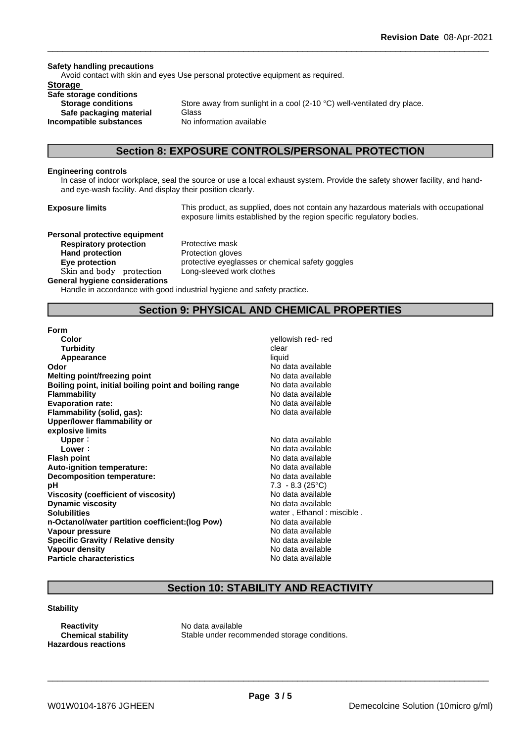**Safety handling precautions**

Avoid contact with skin and eyes Use personal protective equipment as required.

**Storage**

**Safe storage conditions**

| | |
|---|---|
| **Storage conditions** | Store away from sunlight in a cool (2-10 °C) well-ventilated dry place. |
| **Safe packaging material** | Glass |
| **Incompatible substances** | No information available |

## Section 8: EXPOSURE CONTROLS/PERSONAL PROTECTION

**Engineering controls**

In case of indoor workplace, seal the source or use a local exhaust system. Provide the safety shower facility, and hand- and eye-wash facility. And display their position clearly.

**Exposure limits** This product, as supplied, does not contain any hazardous materials with occupational exposure limits established by the region specific regulatory bodies.

**Personal protective equipment**

| | |
|---|---|
| **Respiratory protection** | Protective mask |
| **Hand protection** | Protection gloves |
| **Eye protection** | protective eyeglasses or chemical safety goggles |
| Skin and body protection | Long-sleeved work clothes |

**General hygiene considerations**

Handle in accordance with good industrial hygiene and safety practice.

## Section 9: PHYSICAL AND CHEMICAL PROPERTIES

| | |
|---|---|
| **Form** | |
| **Color** | yellowish red- red |
| **Turbidity** | clear |
| **Appearance** | liquid |
| **Odor** | No data available |
| **Melting point/freezing point** | No data available |
| **Boiling point, initial boiling point and boiling range** | No data available |
| **Flammability** | No data available |
| **Evaporation rate:** | No data available |
| **Flammability (solid, gas):** | No data available |
| **Upper/lower flammability or explosive limits** | |
| **Upper**： | No data available |
| **Lower**： | No data available |
| **Flash point** | No data available |
| **Auto-ignition temperature:** | No data available |
| **Decomposition temperature:** | No data available |
| **pH** | 7.3 - 8.3 (25°C) |
| **Viscosity (coefficient of viscosity)** | No data available |
| **Dynamic viscosity** | No data available |
| **Solubilities** | water , Ethanol : miscible . |
| **n-Octanol/water partition coefficient:(log Pow)** | No data available |
| **Vapour pressure** | No data available |
| **Specific Gravity / Relative density** | No data available |
| **Vapour density** | No data available |
| **Particle characteristics** | No data available |

## Section 10: STABILITY AND REACTIVITY

**Stability**

| | |
|---|---|
| **Reactivity** | No data available |
| **Chemical stability** | Stable under recommended storage conditions. |
| **Hazardous reactions** | |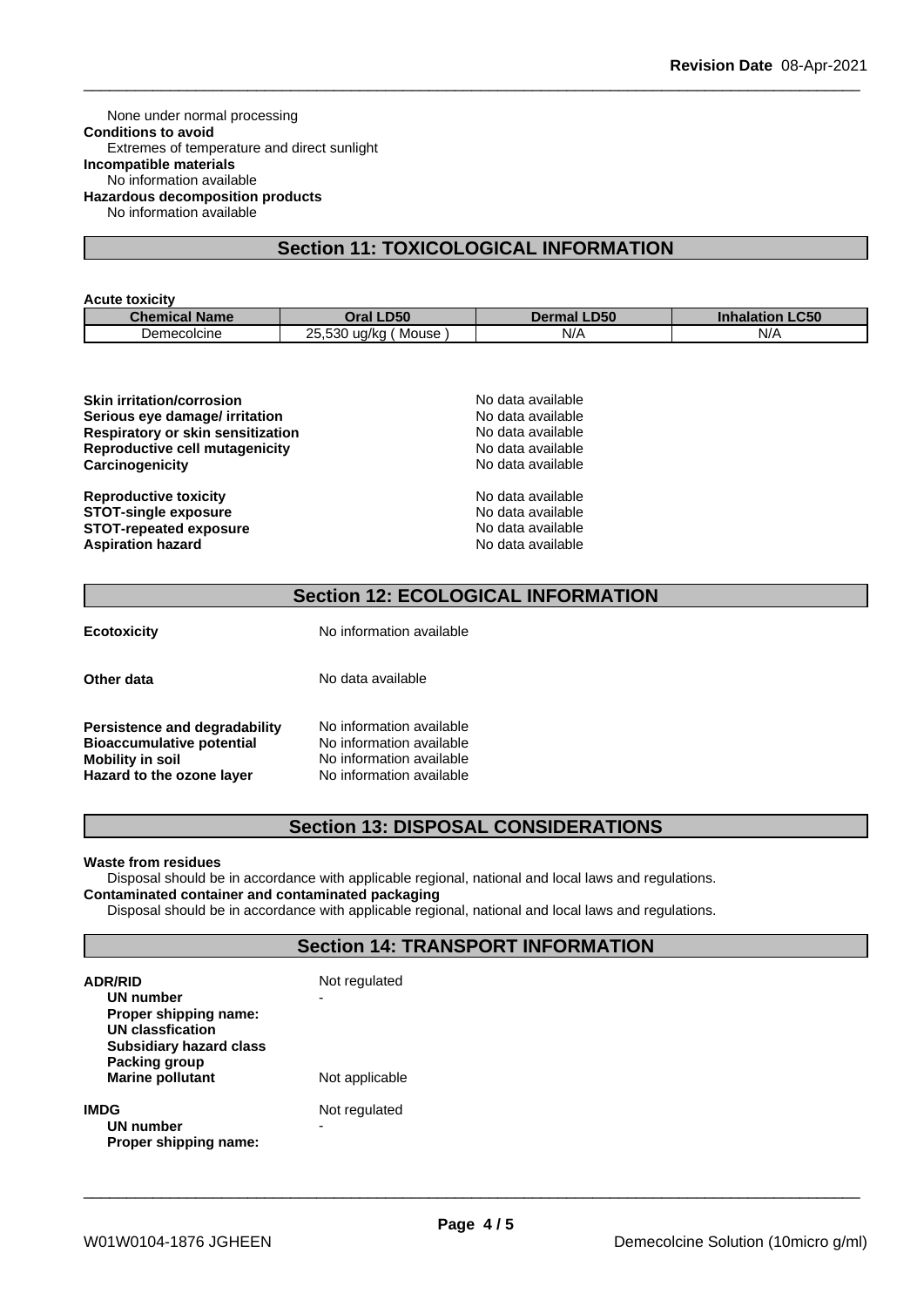None under normal processing

**Conditions to avoid**

Extremes of temperature and direct sunlight

**Incompatible materials**

No information available

**Hazardous decomposition products**

No information available

## Section 11: TOXICOLOGICAL INFORMATION

**Acute toxicity**

| Chemical Name | Oral LD50 | Dermal LD50 | Inhalation LC50 |
|---|---|---|---|
| Demecolcine | 25,530 ug/kg ( Mouse ) | N/A | N/A |

| | |
|---|---|
| **Skin irritation/corrosion** | No data available |
| **Serious eye damage/ irritation** | No data available |
| **Respiratory or skin sensitization** | No data available |
| **Reproductive cell mutagenicity** | No data available |
| **Carcinogenicity** | No data available |
| **Reproductive toxicity** | No data available |
| **STOT-single exposure** | No data available |
| **STOT-repeated exposure** | No data available |
| **Aspiration hazard** | No data available |

## Section 12: ECOLOGICAL INFORMATION

**Ecotoxicity** No information available

**Other data** No data available

| | |
|---|---|
| **Persistence and degradability** | No information available |
| **Bioaccumulative potential** | No information available |
| **Mobility in soil** | No information available |
| **Hazard to the ozone layer** | No information available |

## Section 13: DISPOSAL CONSIDERATIONS

**Waste from residues**

Disposal should be in accordance with applicable regional, national and local laws and regulations.

**Contaminated container and contaminated packaging**

Disposal should be in accordance with applicable regional, national and local laws and regulations.

## Section 14: TRANSPORT INFORMATION

**ADR/RID** Not regulated

- **UN number** -
- **Proper shipping name:**
- **UN classfication**
- **Subsidiary hazard class**
- **Packing group**
- **Marine pollutant** Not applicable

**IMDG** Not regulated

- **UN number** -
- **Proper shipping name:**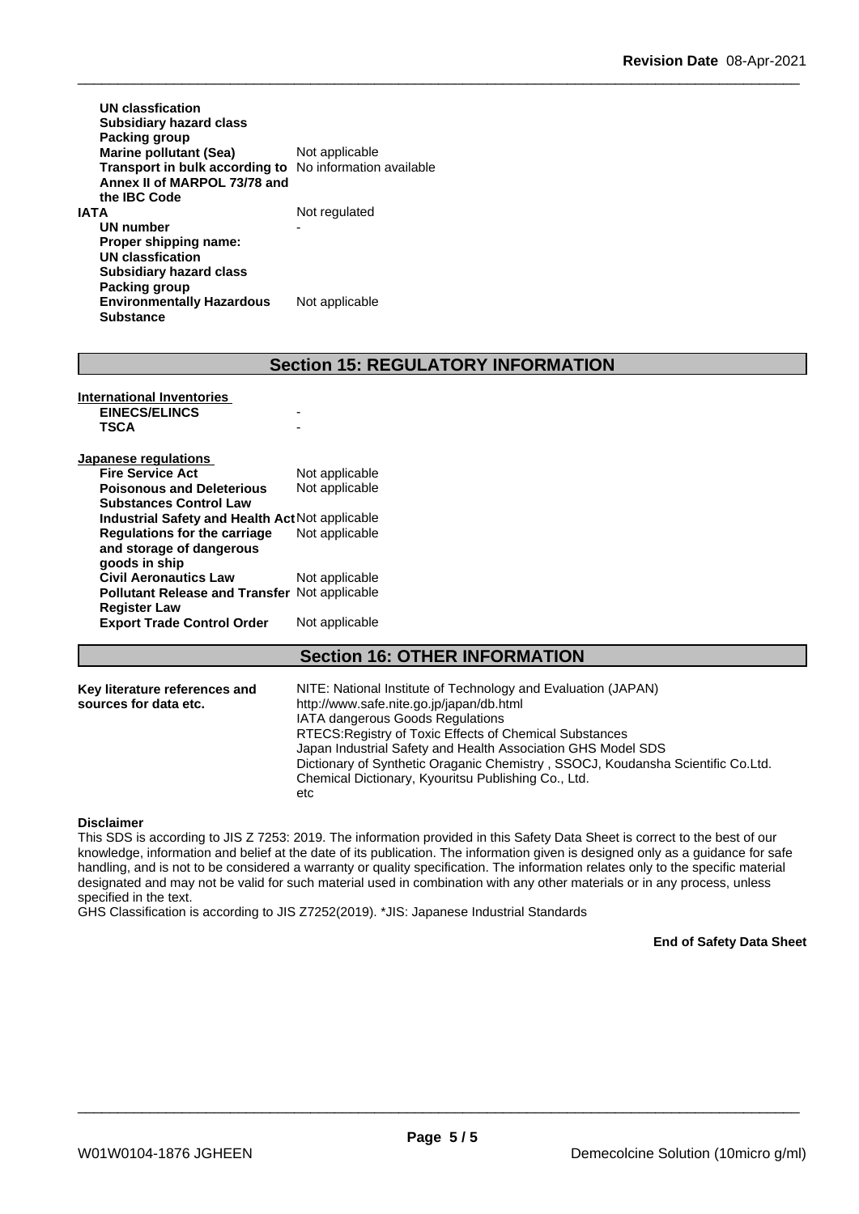**UN classfication**
**Subsidiary hazard class**
**Packing group**

| | |
|---|---|
| **Marine pollutant (Sea)** | Not applicable |
| **Transport in bulk according to Annex II of MARPOL 73/78 and the IBC Code** | No information available |
| **IATA** | Not regulated |
| **UN number** | - |
| **Proper shipping name:** | |
| **UN classfication** | |
| **Subsidiary hazard class** | |
| **Packing group** | |
| **Environmentally Hazardous Substance** | Not applicable |

## Section 15: REGULATORY INFORMATION

**International Inventories**

| | |
|---|---|
| **EINECS/ELINCS** | - |
| **TSCA** | - |

**Japanese regulations**

| | |
|---|---|
| **Fire Service Act** | Not applicable |
| **Poisonous and Deleterious Substances Control Law** | Not applicable |
| **Industrial Safety and Health Act** | Not applicable |
| **Regulations for the carriage and storage of dangerous goods in ship** | Not applicable |
| **Civil Aeronautics Law** | Not applicable |
| **Pollutant Release and Transfer Register Law** | Not applicable |
| **Export Trade Control Order** | Not applicable |

## Section 16: OTHER INFORMATION

**Key literature references and sources for data etc.**

NITE: National Institute of Technology and Evaluation (JAPAN)
http://www.safe.nite.go.jp/japan/db.html
IATA dangerous Goods Regulations
RTECS:Registry of Toxic Effects of Chemical Substances
Japan Industrial Safety and Health Association GHS Model SDS
Dictionary of Synthetic Oraganic Chemistry , SSOCJ, Koudansha Scientific Co.Ltd.
Chemical Dictionary, Kyouritsu Publishing Co., Ltd.
etc

**Disclaimer**

This SDS is according to JIS Z 7253: 2019. The information provided in this Safety Data Sheet is correct to the best of our knowledge, information and belief at the date of its publication. The information given is designed only as a guidance for safe handling, and is not to be considered a warranty or quality specification. The information relates only to the specific material designated and may not be valid for such material used in combination with any other materials or in any process, unless specified in the text.
GHS Classification is according to JIS Z7252(2019). *JIS: Japanese Industrial Standards

**End of Safety Data Sheet**